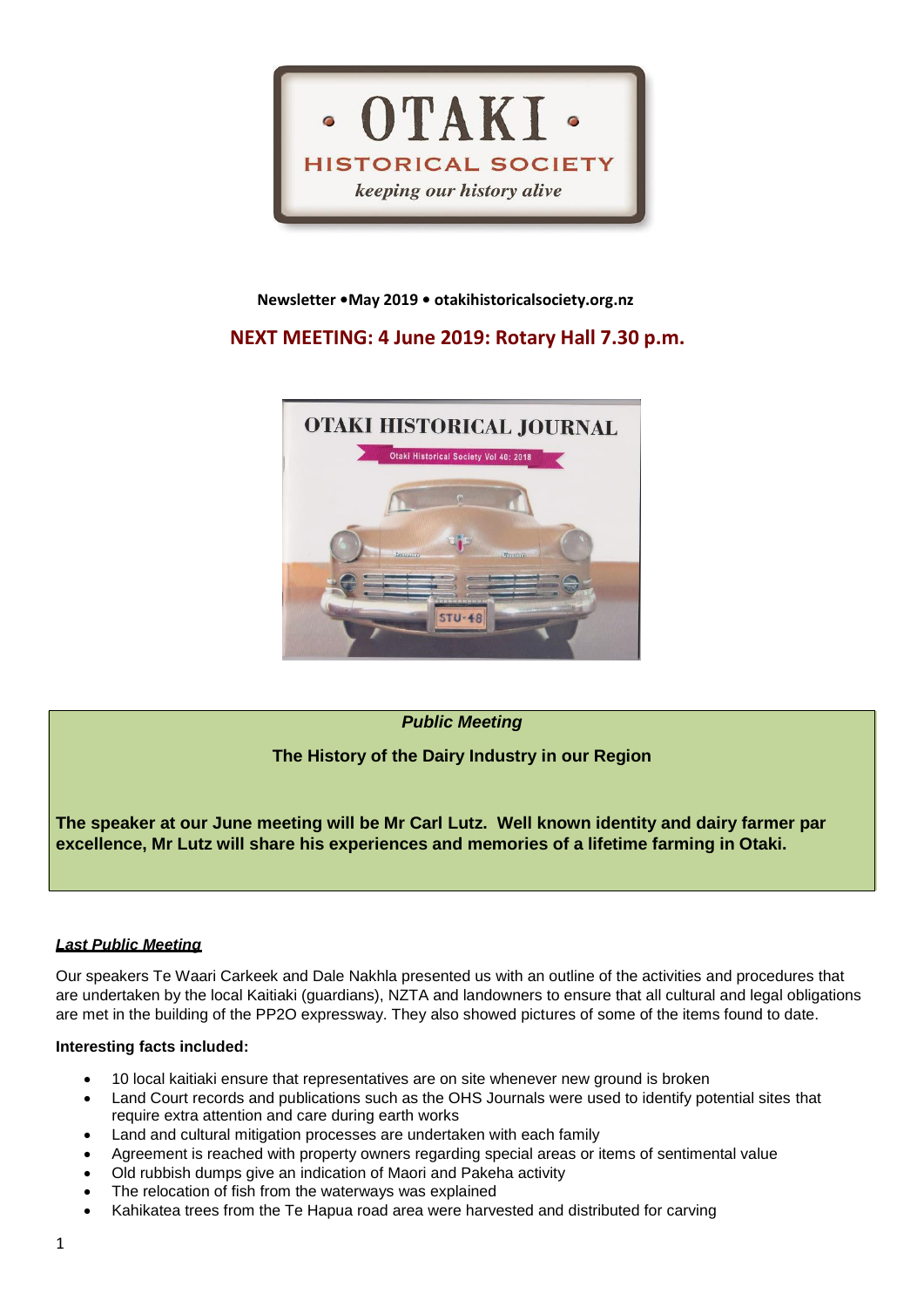# OTAKI HISTORICAL SOCIETY

*keeping our history alive*

**Newsletter • May 2019 • otakihistoricalsociety.org.nz**

## NEXT MEETING: 4 June 2019: Rotary Hall 7.30 p.m.

OTAKI HISTORICAL JOURNAL

Otaki Historical Society Vol 40: 2018

***Public Meeting***

**The History of the Dairy Industry in our Region**

**The speaker at our June meeting will be Mr Carl Lutz. Well known identity and dairy farmer par excellence, Mr Lutz will share his experiences and memories of a lifetime farming in Otaki.**

***Last Public Meeting***

Our speakers Te Waari Carkeek and Dale Nakhla presented us with an outline of the activities and procedures that are undertaken by the local Kaitiaki (guardians), NZTA and landowners to ensure that all cultural and legal obligations are met in the building of the PP2O expressway. They also showed pictures of some of the items found to date.

**Interesting facts included:**

- 10 local kaitiaki ensure that representatives are on site whenever new ground is broken
- Land Court records and publications such as the OHS Journals were used to identify potential sites that require extra attention and care during earth works
- Land and cultural mitigation processes are undertaken with each family
- Agreement is reached with property owners regarding special areas or items of sentimental value
- Old rubbish dumps give an indication of Maori and Pakeha activity
- The relocation of fish from the waterways was explained
- Kahikatea trees from the Te Hapua road area were harvested and distributed for carving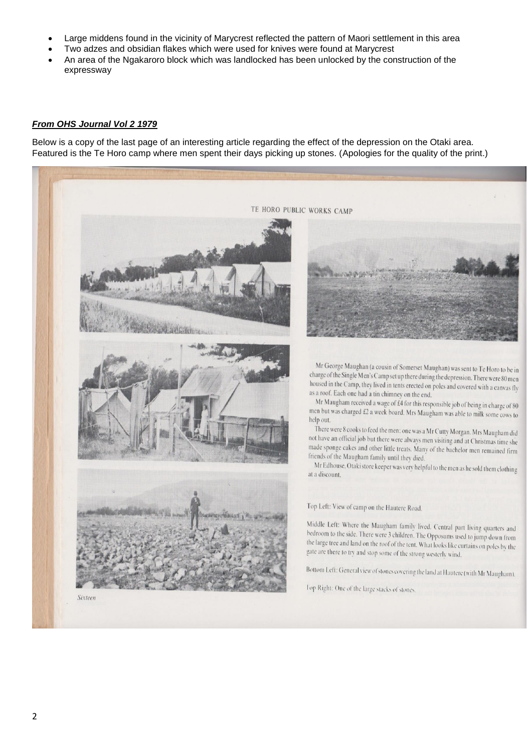- Large middens found in the vicinity of Marycrest reflected the pattern of Maori settlement in this area
- Two adzes and obsidian flakes which were used for knives were found at Marycrest
- An area of the Ngakaroro block which was landlocked has been unlocked by the construction of the expressway

***From OHS Journal Vol 2 1979***

Below is a copy of the last page of an interesting article regarding the effect of the depression on the Otaki area. Featured is the Te Horo camp where men spent their days picking up stones. (Apologies for the quality of the print.)

TE HORO PUBLIC WORKS CAMP

Mr George Maughan (a cousin of Somerset Maughan) was sent to Te Horo to be in charge of the Single Men's Camp set up there during the depression. There were 80 men housed in the Camp, they lived in tents erected on poles and covered with a canvas fly as a roof. Each one had a tin chimney on the end.

Mr Maugham received a wage of £4 for this responsible job of being in charge of 80 men but was charged £2 a week board. Mrs Maugham was able to milk some cows to help out.

There were 8 cooks to feed the men; one was a Mr Cutty Morgan. Mrs Maugham did not have an official job but there were always men visiting and at Christmas time she made sponge cakes and other little treats. Many of the bachelor men remained firm friends of the Maugham family until they died.

Mr Edhouse, Otaki store keeper was very helpful to the men as he sold them clothing at a discount.

Top Left: View of camp on the Hautere Road.

Middle Left: Where the Maugham family lived. Central part living quarters and bedroom to the side. There were 3 children. The Opposums used to jump down from the large tree and land on the roof of the tent. What looks like curtains on poles by the gate are there to try and stop some of the strong westerly wind.

Bottom Left: General view of stones covering the land at Hautere (with Mr Maugham).

Top Right: One of the large stacks of stones.

Sixteen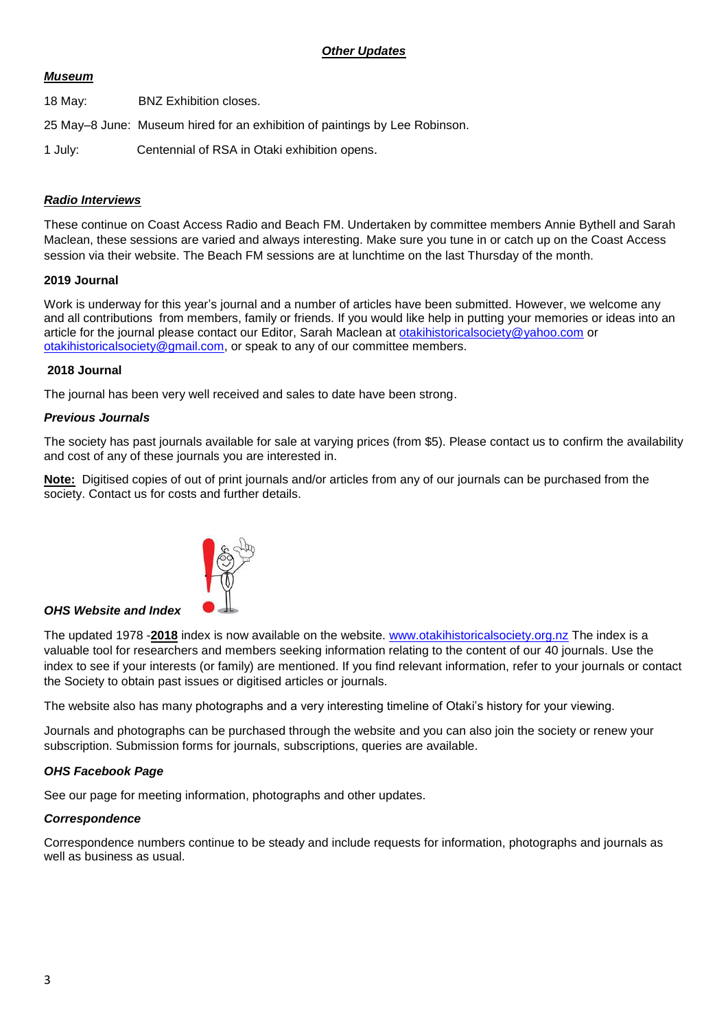## ***Other Updates***

***Museum***

18 May: BNZ Exhibition closes.

25 May–8 June: Museum hired for an exhibition of paintings by Lee Robinson.

1 July: Centennial of RSA in Otaki exhibition opens.

***Radio Interviews***

These continue on Coast Access Radio and Beach FM. Undertaken by committee members Annie Bythell and Sarah Maclean, these sessions are varied and always interesting. Make sure you tune in or catch up on the Coast Access session via their website. The Beach FM sessions are at lunchtime on the last Thursday of the month.

**2019 Journal**

Work is underway for this year's journal and a number of articles have been submitted. However, we welcome any and all contributions from members, family or friends. If you would like help in putting your memories or ideas into an article for the journal please contact our Editor, Sarah Maclean at otakihistoricalsociety@yahoo.com or otakihistoricalsociety@gmail.com, or speak to any of our committee members.

**2018 Journal**

The journal has been very well received and sales to date have been strong.

***Previous Journals***

The society has past journals available for sale at varying prices (from $5). Please contact us to confirm the availability and cost of any of these journals you are interested in.

**Note:** Digitised copies of out of print journals and/or articles from any of our journals can be purchased from the society. Contact us for costs and further details.

***OHS Website and Index***

The updated 1978 -**2018** index is now available on the website. www.otakihistoricalsociety.org.nz The index is a valuable tool for researchers and members seeking information relating to the content of our 40 journals. Use the index to see if your interests (or family) are mentioned. If you find relevant information, refer to your journals or contact the Society to obtain past issues or digitised articles or journals.

The website also has many photographs and a very interesting timeline of Otaki's history for your viewing.

Journals and photographs can be purchased through the website and you can also join the society or renew your subscription. Submission forms for journals, subscriptions, queries are available.

***OHS Facebook Page***

See our page for meeting information, photographs and other updates.

***Correspondence***

Correspondence numbers continue to be steady and include requests for information, photographs and journals as well as business as usual.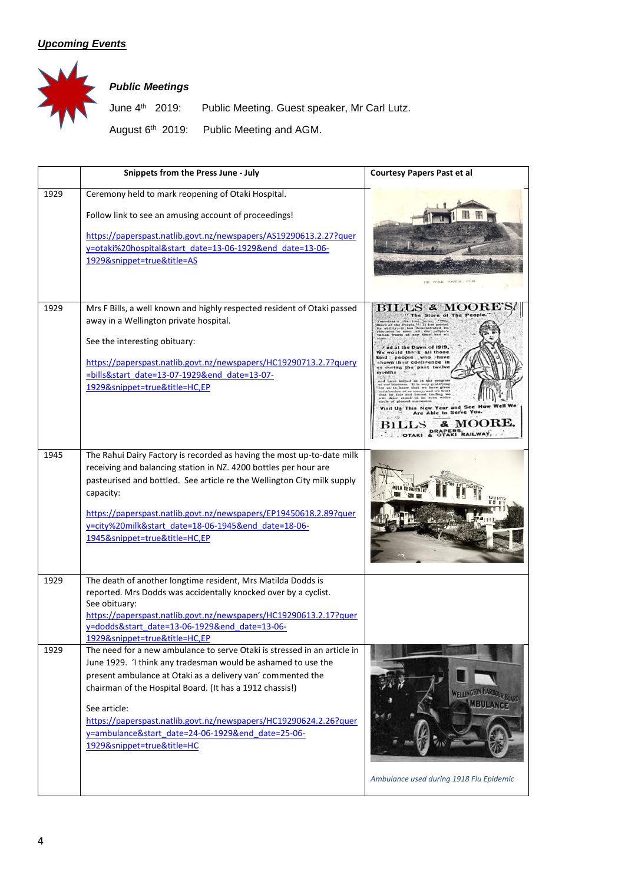## *Upcoming Events*

### *Public Meetings*

June 4th 2019: Public Meeting. Guest speaker, Mr Carl Lutz.

August 6th 2019: Public Meeting and AGM.

| | Snippets from the Press June - July | Courtesy Papers Past et al |
|---|---|---|
| 1929 | Ceremony held to mark reopening of Otaki Hospital.<br><br>Follow link to see an amusing account of proceedings!<br><br>https://paperspast.natlib.govt.nz/newspapers/AS19290613.2.27?query=otaki%20hospital&start_date=13-06-1929&end_date=13-06-1929&snippet=true&title=AS | |
| 1929 | Mrs F Bills, a well known and highly respected resident of Otaki passed away in a Wellington private hospital.<br><br>See the interesting obituary:<br><br>https://paperspast.natlib.govt.nz/newspapers/HC19290713.2.7?query=bills&start_date=13-07-1929&end_date=13-07-1929&snippet=true&title=HC,EP | |
| 1945 | The Rahui Dairy Factory is recorded as having the most up-to-date milk receiving and balancing station in NZ. 4200 bottles per hour are pasteurised and bottled. See article re the Wellington City milk supply capacity:<br><br>https://paperspast.natlib.govt.nz/newspapers/EP19450618.2.89?query=city%20milk&start_date=18-06-1945&end_date=18-06-1945&snippet=true&title=HC,EP | |
| 1929 | The death of another longtime resident, Mrs Matilda Dodds is reported. Mrs Dodds was accidentally knocked over by a cyclist.<br>See obituary:<br>https://paperspast.natlib.govt.nz/newspapers/HC19290613.2.17?query=dodds&start_date=13-06-1929&end_date=13-06-1929&snippet=true&title=HC,EP | |
| 1929 | The need for a new ambulance to serve Otaki is stressed in an article in June 1929. 'I think any tradesman would be ashamed to use the present ambulance at Otaki as a delivery van' commented the chairman of the Hospital Board. (It has a 1912 chassis!)<br><br>See article:<br>https://paperspast.natlib.govt.nz/newspapers/HC19290624.2.26?query=ambulance&start_date=24-06-1929&end_date=25-06-1929&snippet=true&title=HC | *Ambulance used during 1918 Flu Epidemic* |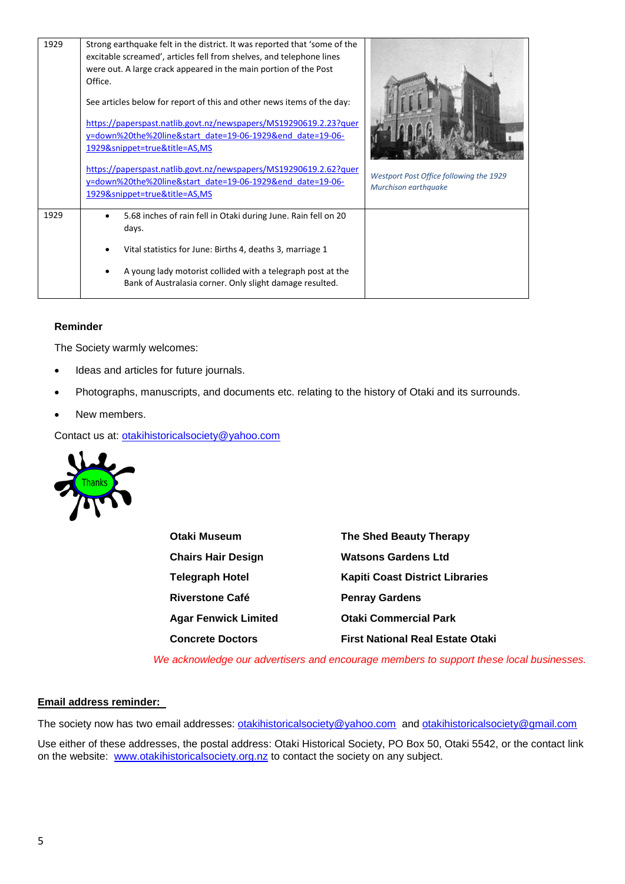| | | |
|---|---|---|
| 1929 | Strong earthquake felt in the district. It was reported that 'some of the excitable screamed', articles fell from shelves, and telephone lines were out. A large crack appeared in the main portion of the Post Office.<br><br>See articles below for report of this and other news items of the day:<br><br>https://paperspast.natlib.govt.nz/newspapers/MS19290619.2.23?query=down%20the%20line&start_date=19-06-1929&end_date=19-06-1929&snippet=true&title=AS,MS<br><br>https://paperspast.natlib.govt.nz/newspapers/MS19290619.2.62?query=down%20the%20line&start_date=19-06-1929&end_date=19-06-1929&snippet=true&title=AS,MS | *Westport Post Office following the 1929 Murchison earthquake* |
| 1929 | • 5.68 inches of rain fell in Otaki during June. Rain fell on 20 days.<br><br>• Vital statistics for June: Births 4, deaths 3, marriage 1<br><br>• A young lady motorist collided with a telegraph post at the Bank of Australasia corner. Only slight damage resulted. | |

**Reminder**

The Society warmly welcomes:

- Ideas and articles for future journals.
- Photographs, manuscripts, and documents etc. relating to the history of Otaki and its surrounds.
- New members.

Contact us at: otakihistoricalsociety@yahoo.com

Thanks

| | |
|---|---|
| **Otaki Museum** | **The Shed Beauty Therapy** |
| **Chairs Hair Design** | **Watsons Gardens Ltd** |
| **Telegraph Hotel** | **Kapiti Coast District Libraries** |
| **Riverstone Café** | **Penray Gardens** |
| **Agar Fenwick Limited** | **Otaki Commercial Park** |
| **Concrete Doctors** | **First National Real Estate Otaki** |

*We acknowledge our advertisers and encourage members to support these local businesses.*

**Email address reminder:**

The society now has two email addresses: otakihistoricalsociety@yahoo.com and otakihistoricalsociety@gmail.com

Use either of these addresses, the postal address: Otaki Historical Society, PO Box 50, Otaki 5542, or the contact link on the website: www.otakihistoricalsociety.org.nz to contact the society on any subject.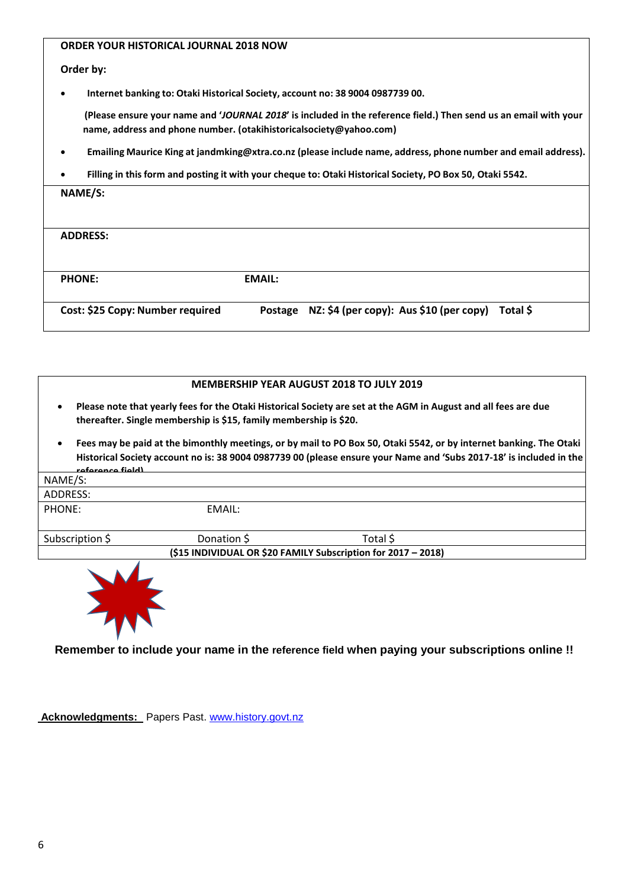**ORDER YOUR HISTORICAL JOURNAL 2018 NOW**

**Order by:**

- **Internet banking to: Otaki Historical Society, account no: 38 9004 0987739 00.**

  **(Please ensure your name and '*JOURNAL 2018*' is included in the reference field.) Then send us an email with your name, address and phone number. (otakihistoricalsociety@yahoo.com)**

- **Emailing Maurice King at jandmking@xtra.co.nz (please include name, address, phone number and email address).**
- **Filling in this form and posting it with your cheque to: Otaki Historical Society, PO Box 50, Otaki 5542.**

| | |
|---|---|
| **NAME/S:** | |
| **ADDRESS:** | |
| **PHONE:** | **EMAIL:** |
| **Cost: $25 Copy: Number required** | **Postage NZ: $4 (per copy): Aus $10 (per copy) Total $** |

**MEMBERSHIP YEAR AUGUST 2018 TO JULY 2019**

- **Please note that yearly fees for the Otaki Historical Society are set at the AGM in August and all fees are due thereafter. Single membership is $15, family membership is $20.**
- **Fees may be paid at the bimonthly meetings, or by mail to PO Box 50, Otaki 5542, or by internet banking. The Otaki Historical Society account no is: 38 9004 0987739 00 (please ensure your Name and 'Subs 2017-18' is included in the reference field)**

| | | |
|---|---|---|
| NAME/S: | | |
| ADDRESS: | | |
| PHONE: | EMAIL: | |
| Subscription $ | Donation $ | Total $ |
| **($15 INDIVIDUAL OR $20 FAMILY Subscription for 2017 – 2018)** | | |

**Remember to include your name in the reference field when paying your subscriptions online !!**

**Acknowledgments:** Papers Past. www.history.govt.nz